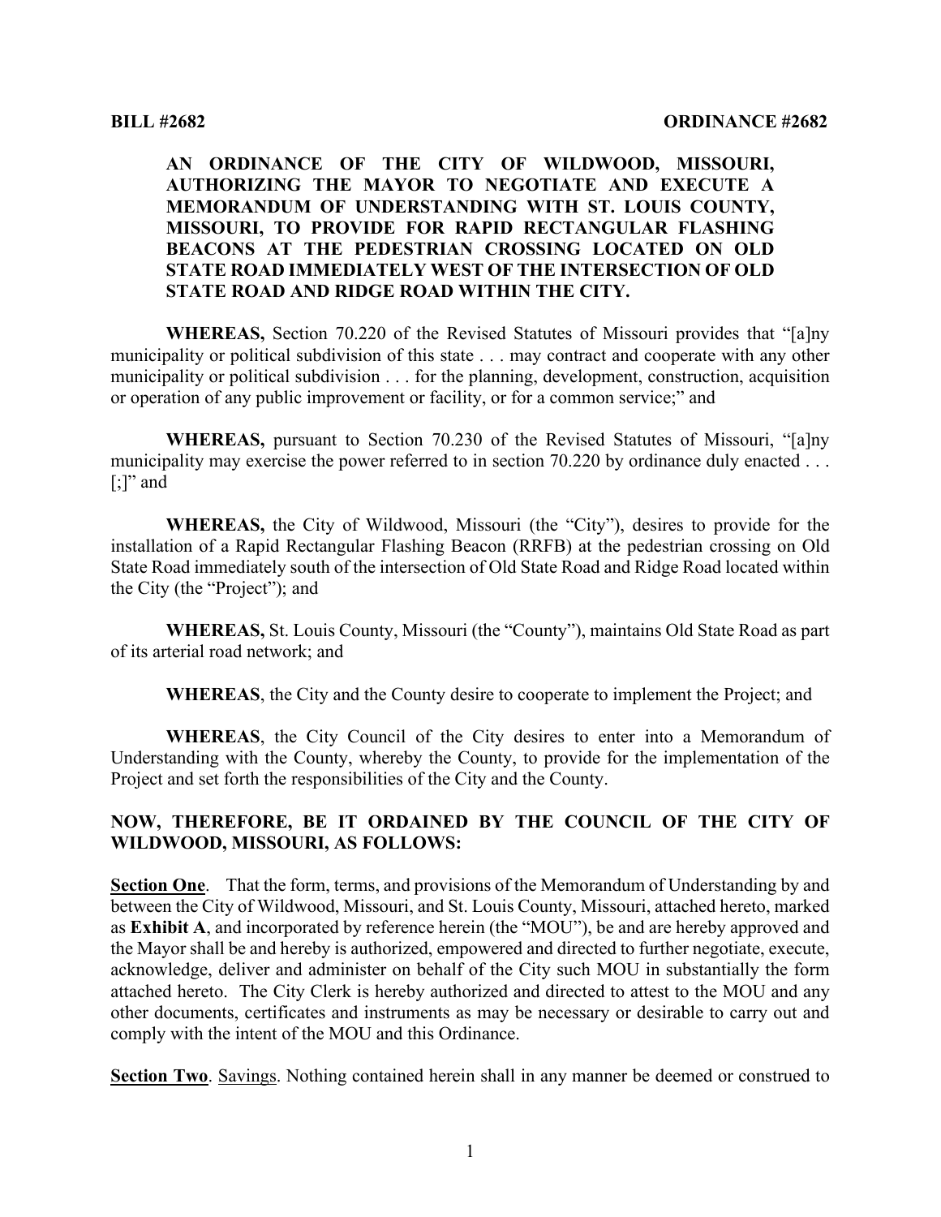**BILL #2682** **ORDINANCE #2682**

**AN ORDINANCE OF THE CITY OF WILDWOOD, MISSOURI, AUTHORIZING THE MAYOR TO NEGOTIATE AND EXECUTE A MEMORANDUM OF UNDERSTANDING WITH ST. LOUIS COUNTY, MISSOURI, TO PROVIDE FOR RAPID RECTANGULAR FLASHING BEACONS AT THE PEDESTRIAN CROSSING LOCATED ON OLD STATE ROAD IMMEDIATELY WEST OF THE INTERSECTION OF OLD STATE ROAD AND RIDGE ROAD WITHIN THE CITY.**

**WHEREAS,** Section 70.220 of the Revised Statutes of Missouri provides that "[a]ny municipality or political subdivision of this state . . . may contract and cooperate with any other municipality or political subdivision . . . for the planning, development, construction, acquisition or operation of any public improvement or facility, or for a common service;" and

**WHEREAS,** pursuant to Section 70.230 of the Revised Statutes of Missouri, "[a]ny municipality may exercise the power referred to in section 70.220 by ordinance duly enacted . . . [;]" and

**WHEREAS,** the City of Wildwood, Missouri (the "City"), desires to provide for the installation of a Rapid Rectangular Flashing Beacon (RRFB) at the pedestrian crossing on Old State Road immediately south of the intersection of Old State Road and Ridge Road located within the City (the "Project"); and

**WHEREAS,** St. Louis County, Missouri (the "County"), maintains Old State Road as part of its arterial road network; and

**WHEREAS**, the City and the County desire to cooperate to implement the Project; and

**WHEREAS**, the City Council of the City desires to enter into a Memorandum of Understanding with the County, whereby the County, to provide for the implementation of the Project and set forth the responsibilities of the City and the County.

**NOW, THEREFORE, BE IT ORDAINED BY THE COUNCIL OF THE CITY OF WILDWOOD, MISSOURI, AS FOLLOWS:**

**Section One**. That the form, terms, and provisions of the Memorandum of Understanding by and between the City of Wildwood, Missouri, and St. Louis County, Missouri, attached hereto, marked as **Exhibit A**, and incorporated by reference herein (the "MOU"), be and are hereby approved and the Mayor shall be and hereby is authorized, empowered and directed to further negotiate, execute, acknowledge, deliver and administer on behalf of the City such MOU in substantially the form attached hereto. The City Clerk is hereby authorized and directed to attest to the MOU and any other documents, certificates and instruments as may be necessary or desirable to carry out and comply with the intent of the MOU and this Ordinance.

**Section Two**. Savings. Nothing contained herein shall in any manner be deemed or construed to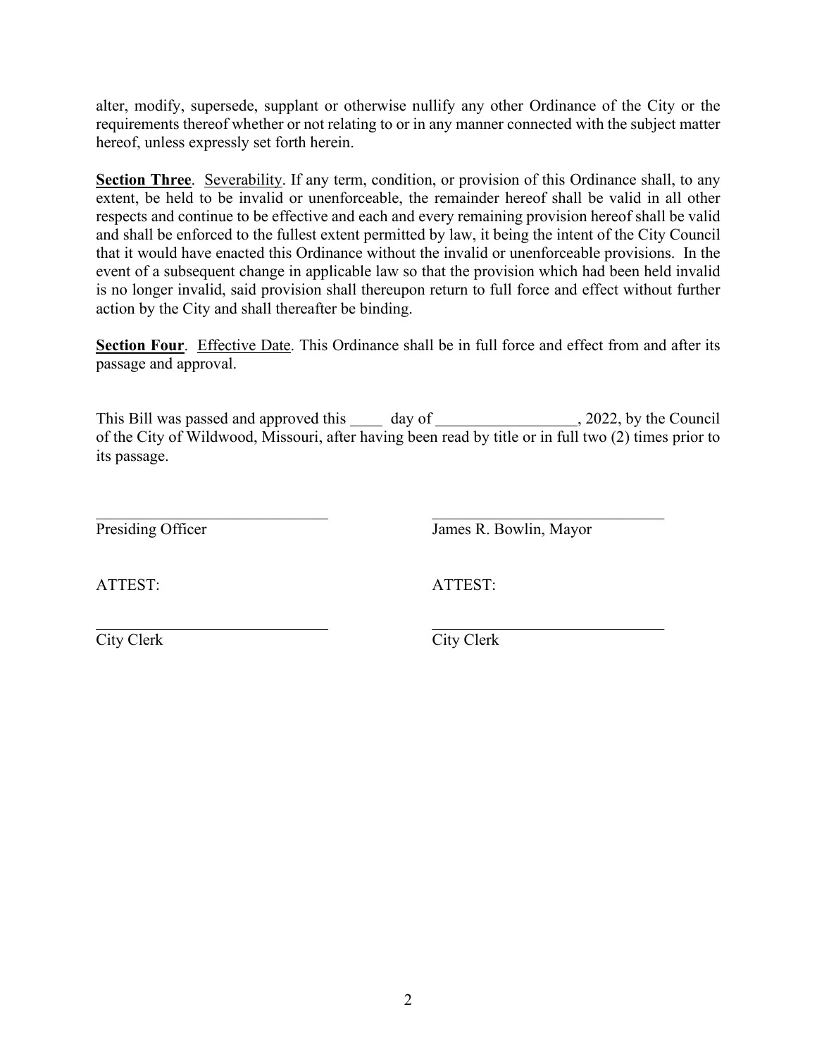alter, modify, supersede, supplant or otherwise nullify any other Ordinance of the City or the requirements thereof whether or not relating to or in any manner connected with the subject matter hereof, unless expressly set forth herein.

**Section Three**. Severability. If any term, condition, or provision of this Ordinance shall, to any extent, be held to be invalid or unenforceable, the remainder hereof shall be valid in all other respects and continue to be effective and each and every remaining provision hereof shall be valid and shall be enforced to the fullest extent permitted by law, it being the intent of the City Council that it would have enacted this Ordinance without the invalid or unenforceable provisions. In the event of a subsequent change in applicable law so that the provision which had been held invalid is no longer invalid, said provision shall thereupon return to full force and effect without further action by the City and shall thereafter be binding.

**Section Four**. Effective Date. This Ordinance shall be in full force and effect from and after its passage and approval.

This Bill was passed and approved this ____ day of _________________, 2022, by the Council of the City of Wildwood, Missouri, after having been read by title or in full two (2) times prior to its passage.

_____________________________ _____________________________
Presiding Officer James R. Bowlin, Mayor

ATTEST: ATTEST:

_____________________________ _____________________________
City Clerk City Clerk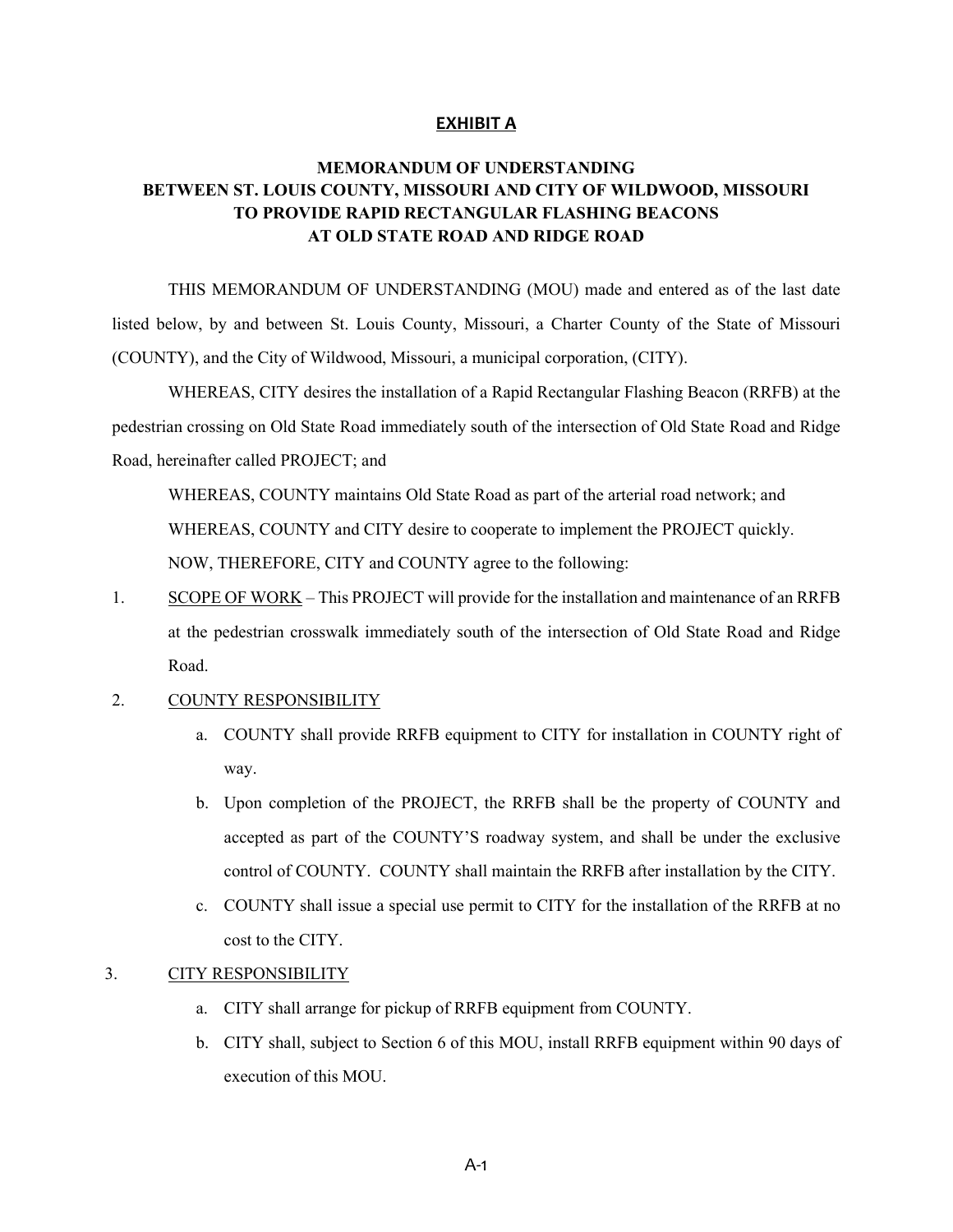**EXHIBIT A**

**MEMORANDUM OF UNDERSTANDING**
**BETWEEN ST. LOUIS COUNTY, MISSOURI AND CITY OF WILDWOOD, MISSOURI**
**TO PROVIDE RAPID RECTANGULAR FLASHING BEACONS**
**AT OLD STATE ROAD AND RIDGE ROAD**

THIS MEMORANDUM OF UNDERSTANDING (MOU) made and entered as of the last date listed below, by and between St. Louis County, Missouri, a Charter County of the State of Missouri (COUNTY), and the City of Wildwood, Missouri, a municipal corporation, (CITY).

WHEREAS, CITY desires the installation of a Rapid Rectangular Flashing Beacon (RRFB) at the pedestrian crossing on Old State Road immediately south of the intersection of Old State Road and Ridge Road, hereinafter called PROJECT; and

WHEREAS, COUNTY maintains Old State Road as part of the arterial road network; and

WHEREAS, COUNTY and CITY desire to cooperate to implement the PROJECT quickly.

NOW, THEREFORE, CITY and COUNTY agree to the following:

1. SCOPE OF WORK – This PROJECT will provide for the installation and maintenance of an RRFB at the pedestrian crosswalk immediately south of the intersection of Old State Road and Ridge Road.

2. COUNTY RESPONSIBILITY
   a. COUNTY shall provide RRFB equipment to CITY for installation in COUNTY right of way.
   b. Upon completion of the PROJECT, the RRFB shall be the property of COUNTY and accepted as part of the COUNTY'S roadway system, and shall be under the exclusive control of COUNTY. COUNTY shall maintain the RRFB after installation by the CITY.
   c. COUNTY shall issue a special use permit to CITY for the installation of the RRFB at no cost to the CITY.

3. CITY RESPONSIBILITY
   a. CITY shall arrange for pickup of RRFB equipment from COUNTY.
   b. CITY shall, subject to Section 6 of this MOU, install RRFB equipment within 90 days of execution of this MOU.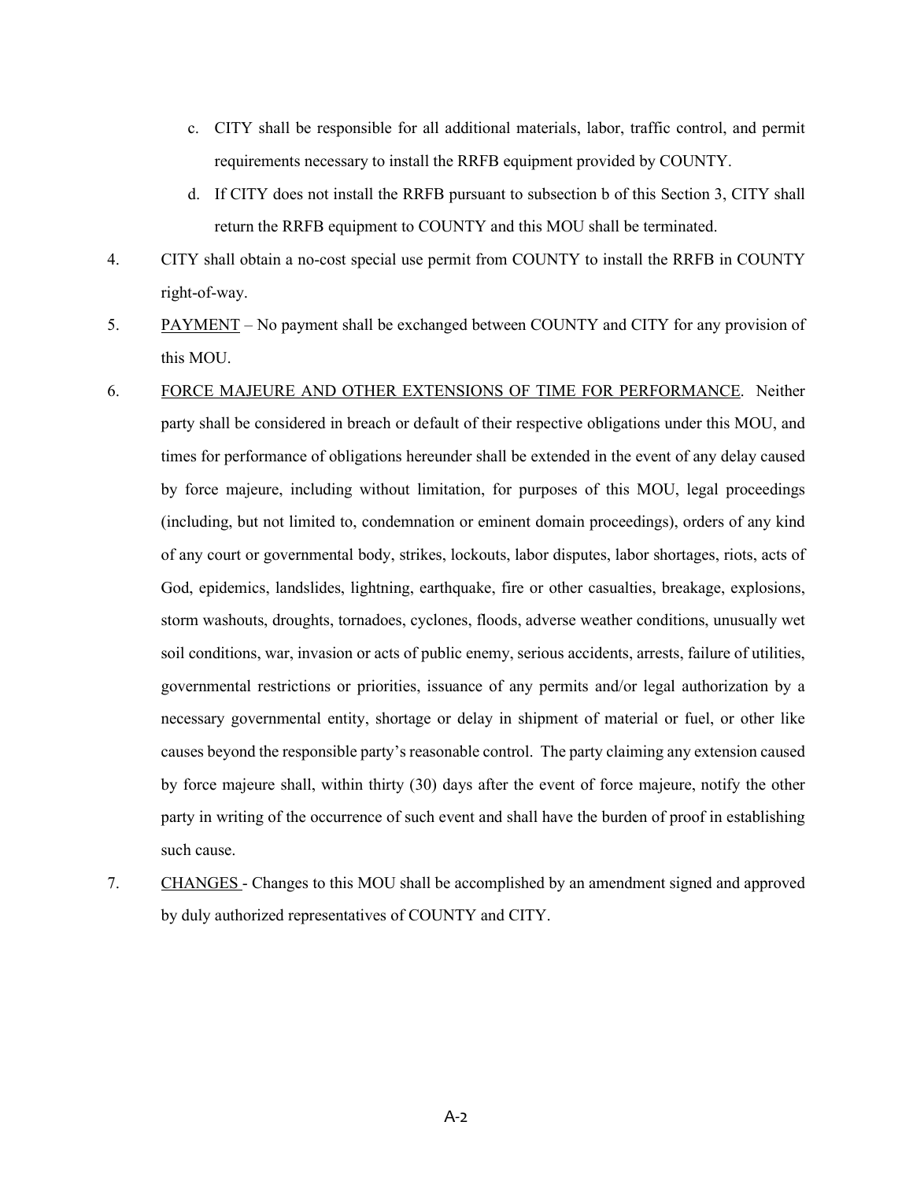c. CITY shall be responsible for all additional materials, labor, traffic control, and permit requirements necessary to install the RRFB equipment provided by COUNTY.

d. If CITY does not install the RRFB pursuant to subsection b of this Section 3, CITY shall return the RRFB equipment to COUNTY and this MOU shall be terminated.

4. CITY shall obtain a no-cost special use permit from COUNTY to install the RRFB in COUNTY right-of-way.

5. PAYMENT – No payment shall be exchanged between COUNTY and CITY for any provision of this MOU.

6. FORCE MAJEURE AND OTHER EXTENSIONS OF TIME FOR PERFORMANCE. Neither party shall be considered in breach or default of their respective obligations under this MOU, and times for performance of obligations hereunder shall be extended in the event of any delay caused by force majeure, including without limitation, for purposes of this MOU, legal proceedings (including, but not limited to, condemnation or eminent domain proceedings), orders of any kind of any court or governmental body, strikes, lockouts, labor disputes, labor shortages, riots, acts of God, epidemics, landslides, lightning, earthquake, fire or other casualties, breakage, explosions, storm washouts, droughts, tornadoes, cyclones, floods, adverse weather conditions, unusually wet soil conditions, war, invasion or acts of public enemy, serious accidents, arrests, failure of utilities, governmental restrictions or priorities, issuance of any permits and/or legal authorization by a necessary governmental entity, shortage or delay in shipment of material or fuel, or other like causes beyond the responsible party's reasonable control. The party claiming any extension caused by force majeure shall, within thirty (30) days after the event of force majeure, notify the other party in writing of the occurrence of such event and shall have the burden of proof in establishing such cause.

7. CHANGES - Changes to this MOU shall be accomplished by an amendment signed and approved by duly authorized representatives of COUNTY and CITY.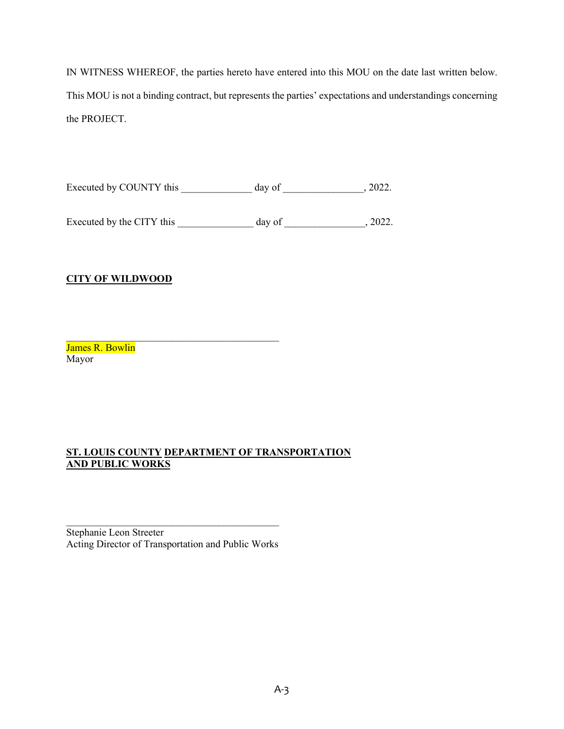IN WITNESS WHEREOF, the parties hereto have entered into this MOU on the date last written below. This MOU is not a binding contract, but represents the parties' expectations and understandings concerning the PROJECT.

Executed by COUNTY this ______________ day of ________________, 2022.

Executed by the CITY this _______________ day of ________________, 2022.

**CITY OF WILDWOOD**

_____________________________________________

James R. Bowlin
Mayor

**ST. LOUIS COUNTY DEPARTMENT OF TRANSPORTATION AND PUBLIC WORKS**

_____________________________________________

Stephanie Leon Streeter
Acting Director of Transportation and Public Works